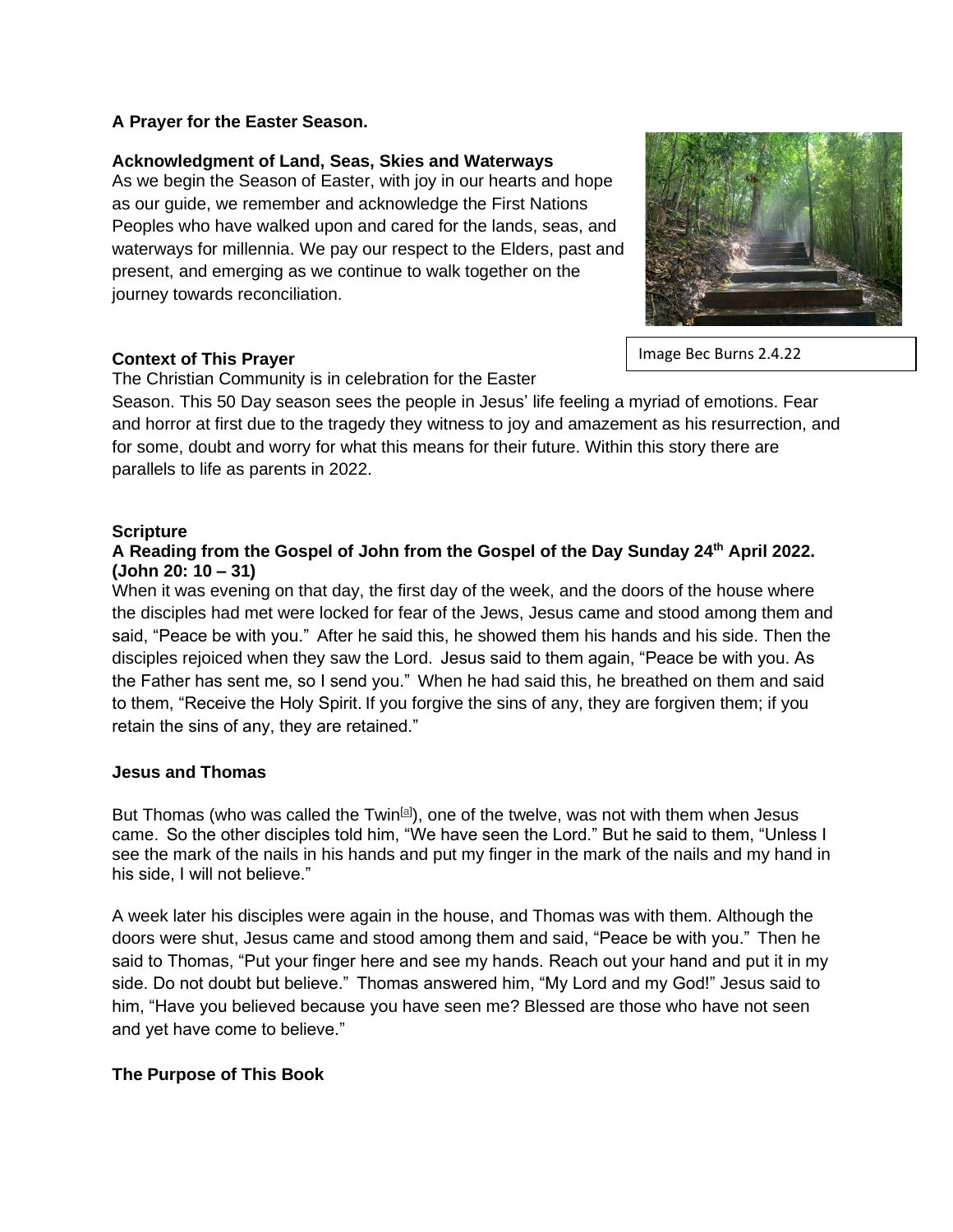**A Prayer for the Easter Season.**

**Acknowledgment of Land, Seas, Skies and Waterways**

As we begin the Season of Easter, with joy in our hearts and hope as our guide, we remember and acknowledge the First Nations Peoples who have walked upon and cared for the lands, seas, and waterways for millennia. We pay our respect to the Elders, past and present, and emerging as we continue to walk together on the journey towards reconciliation.

Image Bec Burns 2.4.22

**Context of This Prayer**

The Christian Community is in celebration for the Easter Season. This 50 Day season sees the people in Jesus' life feeling a myriad of emotions. Fear and horror at first due to the tragedy they witness to joy and amazement as his resurrection, and for some, doubt and worry for what this means for their future. Within this story there are parallels to life as parents in 2022.

**Scripture**

**A Reading from the Gospel of John from the Gospel of the Day Sunday 24th April 2022. (John 20: 10 – 31)**

When it was evening on that day, the first day of the week, and the doors of the house where the disciples had met were locked for fear of the Jews, Jesus came and stood among them and said, "Peace be with you." After he said this, he showed them his hands and his side. Then the disciples rejoiced when they saw the Lord. Jesus said to them again, "Peace be with you. As the Father has sent me, so I send you." When he had said this, he breathed on them and said to them, "Receive the Holy Spirit. If you forgive the sins of any, they are forgiven them; if you retain the sins of any, they are retained."

**Jesus and Thomas**

But Thomas (who was called the Twin[a]), one of the twelve, was not with them when Jesus came. So the other disciples told him, "We have seen the Lord." But he said to them, "Unless I see the mark of the nails in his hands and put my finger in the mark of the nails and my hand in his side, I will not believe."

A week later his disciples were again in the house, and Thomas was with them. Although the doors were shut, Jesus came and stood among them and said, "Peace be with you." Then he said to Thomas, "Put your finger here and see my hands. Reach out your hand and put it in my side. Do not doubt but believe." Thomas answered him, "My Lord and my God!" Jesus said to him, "Have you believed because you have seen me? Blessed are those who have not seen and yet have come to believe."

**The Purpose of This Book**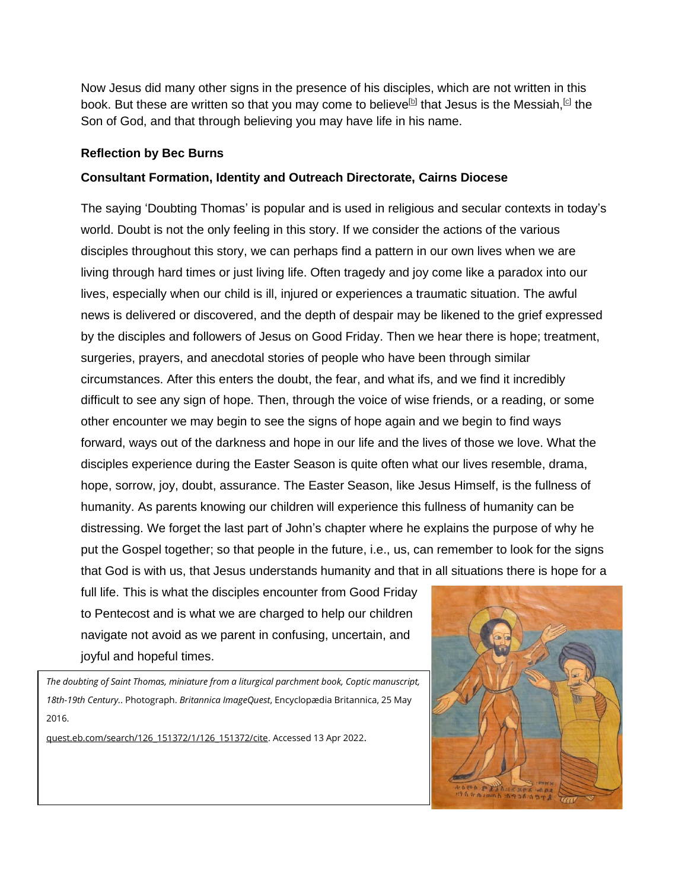Now Jesus did many other signs in the presence of his disciples, which are not written in this book. But these are written so that you may come to believe[b] that Jesus is the Messiah,[c] the Son of God, and that through believing you may have life in his name.

**Reflection by Bec Burns**

**Consultant Formation, Identity and Outreach Directorate, Cairns Diocese**

The saying 'Doubting Thomas' is popular and is used in religious and secular contexts in today's world. Doubt is not the only feeling in this story. If we consider the actions of the various disciples throughout this story, we can perhaps find a pattern in our own lives when we are living through hard times or just living life. Often tragedy and joy come like a paradox into our lives, especially when our child is ill, injured or experiences a traumatic situation. The awful news is delivered or discovered, and the depth of despair may be likened to the grief expressed by the disciples and followers of Jesus on Good Friday. Then we hear there is hope; treatment, surgeries, prayers, and anecdotal stories of people who have been through similar circumstances. After this enters the doubt, the fear, and what ifs, and we find it incredibly difficult to see any sign of hope. Then, through the voice of wise friends, or a reading, or some other encounter we may begin to see the signs of hope again and we begin to find ways forward, ways out of the darkness and hope in our life and the lives of those we love. What the disciples experience during the Easter Season is quite often what our lives resemble, drama, hope, sorrow, joy, doubt, assurance. The Easter Season, like Jesus Himself, is the fullness of humanity. As parents knowing our children will experience this fullness of humanity can be distressing. We forget the last part of John's chapter where he explains the purpose of why he put the Gospel together; so that people in the future, i.e., us, can remember to look for the signs that God is with us, that Jesus understands humanity and that in all situations there is hope for a full life. This is what the disciples encounter from Good Friday to Pentecost and is what we are charged to help our children navigate not avoid as we parent in confusing, uncertain, and joyful and hopeful times.

*The doubting of Saint Thomas, miniature from a liturgical parchment book, Coptic manuscript, 18th-19th Century.*. Photograph. *Britannica ImageQuest*, Encyclopædia Britannica, 25 May 2016.

quest.eb.com/search/126_151372/1/126_151372/cite. Accessed 13 Apr 2022.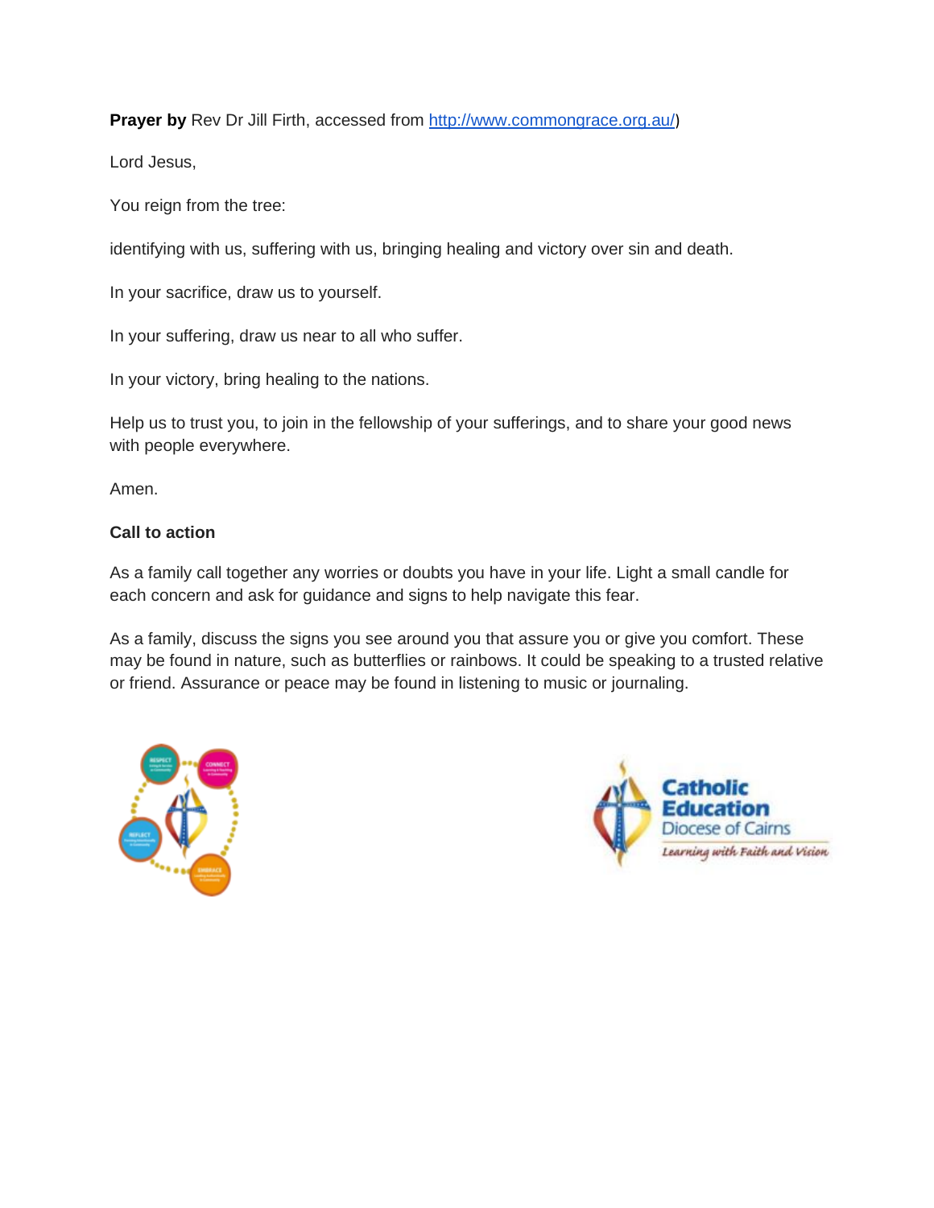**Prayer by** Rev Dr Jill Firth, accessed from http://www.commongrace.org.au/)

Lord Jesus,

You reign from the tree:

identifying with us, suffering with us, bringing healing and victory over sin and death.

In your sacrifice, draw us to yourself.

In your suffering, draw us near to all who suffer.

In your victory, bring healing to the nations.

Help us to trust you, to join in the fellowship of your sufferings, and to share your good news with people everywhere.

Amen.

**Call to action**

As a family call together any worries or doubts you have in your life. Light a small candle for each concern and ask for guidance and signs to help navigate this fear.

As a family, discuss the signs you see around you that assure you or give you comfort. These may be found in nature, such as butterflies or rainbows. It could be speaking to a trusted relative or friend. Assurance or peace may be found in listening to music or journaling.